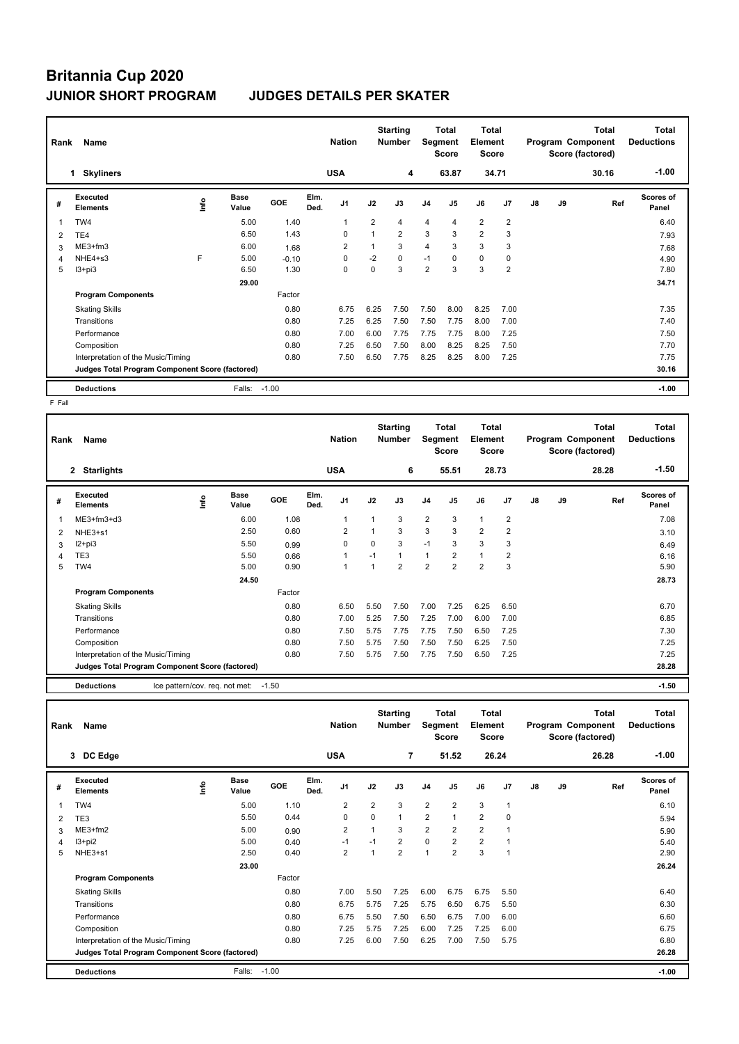# Britannia Cup 2020

## JUNIOR SHORT PROGRAM JUDGES DETAILS PER SKATER

| Rank | Name | Nation | Starting Number | Total Segment Score | Total Element Score | Total Program Component Score (factored) | Total Deductions |
|---|---|---|---|---|---|---|---|
| 1 | Skyliners | USA | 4 | 63.87 | 34.71 | 30.16 | -1.00 |

| # | Executed Elements | Info | Base Value | GOE | Elm. Ded. | J1 | J2 | J3 | J4 | J5 | J6 | J7 | J8 | J9 | Ref | Scores of Panel |
|---|---|---|---|---|---|---|---|---|---|---|---|---|---|---|---|---|
| 1 | TW4 | | 5.00 | 1.40 | | 1 | 2 | 4 | 4 | 4 | 2 | 2 | | | | 6.40 |
| 2 | TE4 | | 6.50 | 1.43 | | 0 | 1 | 2 | 3 | 3 | 2 | 3 | | | | 7.93 |
| 3 | ME3+fm3 | | 6.00 | 1.68 | | 2 | 1 | 3 | 4 | 3 | 3 | 3 | | | | 7.68 |
| 4 | NHE4+s3 | F | 5.00 | -0.10 | | 0 | -2 | 0 | -1 | 0 | 0 | 0 | | | | 4.90 |
| 5 | I3+pi3 | | 6.50 | 1.30 | | 0 | 0 | 3 | 2 | 3 | 3 | 2 | | | | 7.80 |
| | | | 29.00 | | | | | | | | | | | | | 34.71 |
| | Program Components | | | Factor | | | | | | | | | | | | |
| | Skating Skills | | | 0.80 | | 6.75 | 6.25 | 7.50 | 7.50 | 8.00 | 8.25 | 7.00 | | | | 7.35 |
| | Transitions | | | 0.80 | | 7.25 | 6.25 | 7.50 | 7.50 | 7.75 | 8.00 | 7.00 | | | | 7.40 |
| | Performance | | | 0.80 | | 7.00 | 6.00 | 7.75 | 7.75 | 7.75 | 8.00 | 7.25 | | | | 7.50 |
| | Composition | | | 0.80 | | 7.25 | 6.50 | 7.50 | 8.00 | 8.25 | 8.25 | 7.50 | | | | 7.70 |
| | Interpretation of the Music/Timing | | | 0.80 | | 7.50 | 6.50 | 7.75 | 8.25 | 8.25 | 8.00 | 7.25 | | | | 7.75 |
| | Judges Total Program Component Score (factored) | | | | | | | | | | | | | | | 30.16 |
| | Deductions | | Falls: | -1.00 | | | | | | | | | | | | -1.00 |

F Fall

| Rank | Name | Nation | Starting Number | Total Segment Score | Total Element Score | Total Program Component Score (factored) | Total Deductions |
|---|---|---|---|---|---|---|---|
| 2 | Starlights | USA | 6 | 55.51 | 28.73 | 28.28 | -1.50 |

| # | Executed Elements | Info | Base Value | GOE | Elm. Ded. | J1 | J2 | J3 | J4 | J5 | J6 | J7 | J8 | J9 | Ref | Scores of Panel |
|---|---|---|---|---|---|---|---|---|---|---|---|---|---|---|---|---|
| 1 | ME3+fm3+d3 | | 6.00 | 1.08 | | 1 | 1 | 3 | 2 | 3 | 1 | 2 | | | | 7.08 |
| 2 | NHE3+s1 | | 2.50 | 0.60 | | 2 | 1 | 3 | 3 | 3 | 2 | 2 | | | | 3.10 |
| 3 | I2+pi3 | | 5.50 | 0.99 | | 0 | 0 | 3 | -1 | 3 | 3 | 3 | | | | 6.49 |
| 4 | TE3 | | 5.50 | 0.66 | | 1 | -1 | 1 | 1 | 2 | 1 | 2 | | | | 6.16 |
| 5 | TW4 | | 5.00 | 0.90 | | 1 | 1 | 2 | 2 | 2 | 2 | 3 | | | | 5.90 |
| | | | 24.50 | | | | | | | | | | | | | 28.73 |
| | Program Components | | | Factor | | | | | | | | | | | | |
| | Skating Skills | | | 0.80 | | 6.50 | 5.50 | 7.50 | 7.00 | 7.25 | 6.25 | 6.50 | | | | 6.70 |
| | Transitions | | | 0.80 | | 7.00 | 5.25 | 7.50 | 7.25 | 7.00 | 6.00 | 7.00 | | | | 6.85 |
| | Performance | | | 0.80 | | 7.50 | 5.75 | 7.75 | 7.75 | 7.50 | 6.50 | 7.25 | | | | 7.30 |
| | Composition | | | 0.80 | | 7.50 | 5.75 | 7.50 | 7.50 | 7.50 | 6.25 | 7.50 | | | | 7.25 |
| | Interpretation of the Music/Timing | | | 0.80 | | 7.50 | 5.75 | 7.50 | 7.75 | 7.50 | 6.50 | 7.25 | | | | 7.25 |
| | Judges Total Program Component Score (factored) | | | | | | | | | | | | | | | 28.28 |
| | Deductions | | Ice pattern/cov. req. not met: | -1.50 | | | | | | | | | | | | -1.50 |

| Rank | Name | Nation | Starting Number | Total Segment Score | Total Element Score | Total Program Component Score (factored) | Total Deductions |
|---|---|---|---|---|---|---|---|
| 3 | DC Edge | USA | 7 | 51.52 | 26.24 | 26.28 | -1.00 |

| # | Executed Elements | Info | Base Value | GOE | Elm. Ded. | J1 | J2 | J3 | J4 | J5 | J6 | J7 | J8 | J9 | Ref | Scores of Panel |
|---|---|---|---|---|---|---|---|---|---|---|---|---|---|---|---|---|
| 1 | TW4 | | 5.00 | 1.10 | | 2 | 2 | 3 | 2 | 2 | 3 | 1 | | | | 6.10 |
| 2 | TE3 | | 5.50 | 0.44 | | 0 | 0 | 1 | 2 | 1 | 2 | 0 | | | | 5.94 |
| 3 | ME3+fm2 | | 5.00 | 0.90 | | 2 | 1 | 3 | 2 | 2 | 2 | 1 | | | | 5.90 |
| 4 | I3+pi2 | | 5.00 | 0.40 | | -1 | -1 | 2 | 0 | 2 | 2 | 1 | | | | 5.40 |
| 5 | NHE3+s1 | | 2.50 | 0.40 | | 2 | 1 | 2 | 1 | 2 | 3 | 1 | | | | 2.90 |
| | | | 23.00 | | | | | | | | | | | | | 26.24 |
| | Program Components | | | Factor | | | | | | | | | | | | |
| | Skating Skills | | | 0.80 | | 7.00 | 5.50 | 7.25 | 6.00 | 6.75 | 6.75 | 5.50 | | | | 6.40 |
| | Transitions | | | 0.80 | | 6.75 | 5.75 | 7.25 | 5.75 | 6.50 | 6.75 | 5.50 | | | | 6.30 |
| | Performance | | | 0.80 | | 6.75 | 5.50 | 7.50 | 6.50 | 6.75 | 7.00 | 6.00 | | | | 6.60 |
| | Composition | | | 0.80 | | 7.25 | 5.75 | 7.25 | 6.00 | 7.25 | 7.25 | 6.00 | | | | 6.75 |
| | Interpretation of the Music/Timing | | | 0.80 | | 7.25 | 6.00 | 7.50 | 6.25 | 7.00 | 7.50 | 5.75 | | | | 6.80 |
| | Judges Total Program Component Score (factored) | | | | | | | | | | | | | | | 26.28 |
| | Deductions | | Falls: | -1.00 | | | | | | | | | | | | -1.00 |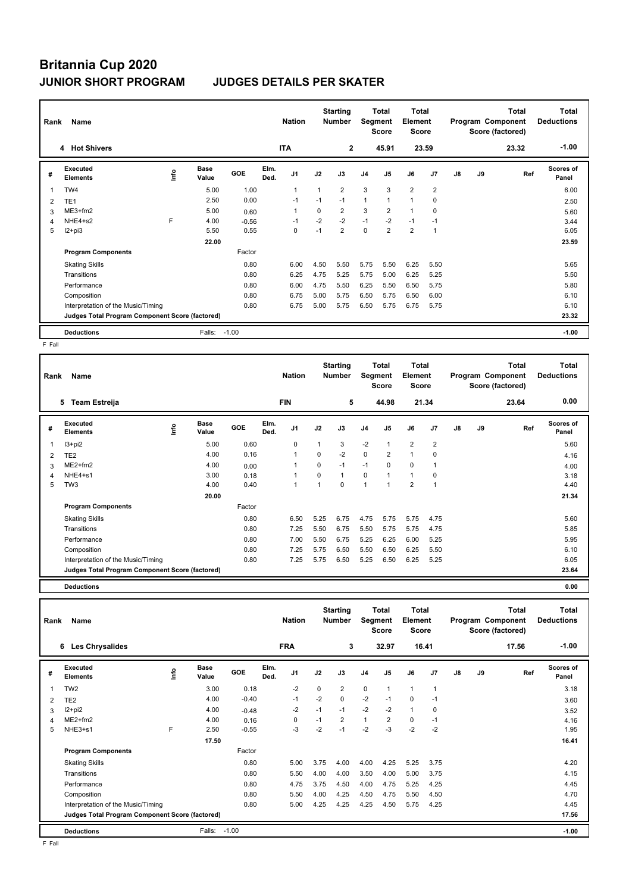# Britannia Cup 2020

## JUNIOR SHORT PROGRAM JUDGES DETAILS PER SKATER

| Rank | Name | Nation | Starting Number | Total Segment Score | Total Element Score | Total Program Component Score (factored) | Total Deductions |
|---|---|---|---|---|---|---|---|
| 4 | Hot Shivers | ITA | 2 | 45.91 | 23.59 | 23.32 | -1.00 |

| # | Executed Elements | Info | Base Value | GOE | Elm. Ded. | J1 | J2 | J3 | J4 | J5 | J6 | J7 | J8 | J9 | Ref | Scores of Panel |
|---|---|---|---|---|---|---|---|---|---|---|---|---|---|---|---|---|
| 1 | TW4 | | 5.00 | 1.00 | | 1 | 1 | 2 | 3 | 3 | 2 | 2 | | | | 6.00 |
| 2 | TE1 | | 2.50 | 0.00 | | -1 | -1 | -1 | 1 | 1 | 1 | 0 | | | | 2.50 |
| 3 | ME3+fm2 | | 5.00 | 0.60 | | 1 | 0 | 2 | 3 | 2 | 1 | 0 | | | | 5.60 |
| 4 | NHE4+s2 | F | 4.00 | -0.56 | | -1 | -2 | -2 | -1 | -2 | -1 | -1 | | | | 3.44 |
| 5 | I2+pi3 | | 5.50 | 0.55 | | 0 | -1 | 2 | 0 | 2 | 2 | 1 | | | | 6.05 |
| | | | 22.00 | | | | | | | | | | | | | 23.59 |
| | **Program Components** | | | Factor | | | | | | | | | | | | |
| | Skating Skills | | | 0.80 | | 6.00 | 4.50 | 5.50 | 5.75 | 5.50 | 6.25 | 5.50 | | | | 5.65 |
| | Transitions | | | 0.80 | | 6.25 | 4.75 | 5.25 | 5.75 | 5.00 | 6.25 | 5.25 | | | | 5.50 |
| | Performance | | | 0.80 | | 6.00 | 4.75 | 5.50 | 6.25 | 5.50 | 6.50 | 5.75 | | | | 5.80 |
| | Composition | | | 0.80 | | 6.75 | 5.00 | 5.75 | 6.50 | 5.75 | 6.50 | 6.00 | | | | 6.10 |
| | Interpretation of the Music/Timing | | | 0.80 | | 6.75 | 5.00 | 5.75 | 6.50 | 5.75 | 6.75 | 5.75 | | | | 6.10 |
| | **Judges Total Program Component Score (factored)** | | | | | | | | | | | | | | | 23.32 |
| | **Deductions** | | Falls: | -1.00 | | | | | | | | | | | | -1.00 |

F Fall

| Rank | Name | Nation | Starting Number | Total Segment Score | Total Element Score | Total Program Component Score (factored) | Total Deductions |
|---|---|---|---|---|---|---|---|
| 5 | Team Estreija | FIN | 5 | 44.98 | 21.34 | 23.64 | 0.00 |

| # | Executed Elements | Info | Base Value | GOE | Elm. Ded. | J1 | J2 | J3 | J4 | J5 | J6 | J7 | J8 | J9 | Ref | Scores of Panel |
|---|---|---|---|---|---|---|---|---|---|---|---|---|---|---|---|---|
| 1 | I3+pi2 | | 5.00 | 0.60 | | 0 | 1 | 3 | -2 | 1 | 2 | 2 | | | | 5.60 |
| 2 | TE2 | | 4.00 | 0.16 | | 1 | 0 | -2 | 0 | 2 | 1 | 0 | | | | 4.16 |
| 3 | ME2+fm2 | | 4.00 | 0.00 | | 1 | 0 | -1 | -1 | 0 | 0 | 1 | | | | 4.00 |
| 4 | NHE4+s1 | | 3.00 | 0.18 | | 1 | 0 | 1 | 0 | 1 | 1 | 0 | | | | 3.18 |
| 5 | TW3 | | 4.00 | 0.40 | | 1 | 1 | 0 | 1 | 1 | 2 | 1 | | | | 4.40 |
| | | | 20.00 | | | | | | | | | | | | | 21.34 |
| | **Program Components** | | | Factor | | | | | | | | | | | | |
| | Skating Skills | | | 0.80 | | 6.50 | 5.25 | 6.75 | 4.75 | 5.75 | 5.75 | 4.75 | | | | 5.60 |
| | Transitions | | | 0.80 | | 7.25 | 5.50 | 6.75 | 5.50 | 5.75 | 5.75 | 4.75 | | | | 5.85 |
| | Performance | | | 0.80 | | 7.00 | 5.50 | 6.75 | 5.25 | 6.25 | 6.00 | 5.25 | | | | 5.95 |
| | Composition | | | 0.80 | | 7.25 | 5.75 | 6.50 | 5.50 | 6.50 | 6.25 | 5.50 | | | | 6.10 |
| | Interpretation of the Music/Timing | | | 0.80 | | 7.25 | 5.75 | 6.50 | 5.25 | 6.50 | 6.25 | 5.25 | | | | 6.05 |
| | **Judges Total Program Component Score (factored)** | | | | | | | | | | | | | | | 23.64 |
| | **Deductions** | | | | | | | | | | | | | | | 0.00 |

| Rank | Name | Nation | Starting Number | Total Segment Score | Total Element Score | Total Program Component Score (factored) | Total Deductions |
|---|---|---|---|---|---|---|---|
| 6 | Les Chrysalides | FRA | 3 | 32.97 | 16.41 | 17.56 | -1.00 |

| # | Executed Elements | Info | Base Value | GOE | Elm. Ded. | J1 | J2 | J3 | J4 | J5 | J6 | J7 | J8 | J9 | Ref | Scores of Panel |
|---|---|---|---|---|---|---|---|---|---|---|---|---|---|---|---|---|
| 1 | TW2 | | 3.00 | 0.18 | | -2 | 0 | 2 | 0 | 1 | 1 | 1 | | | | 3.18 |
| 2 | TE2 | | 4.00 | -0.40 | | -1 | -2 | 0 | -2 | -1 | 0 | -1 | | | | 3.60 |
| 3 | I2+pi2 | | 4.00 | -0.48 | | -2 | -1 | -1 | -2 | -2 | 1 | 0 | | | | 3.52 |
| 4 | ME2+fm2 | | 4.00 | 0.16 | | 0 | -1 | 2 | 1 | 2 | 0 | -1 | | | | 4.16 |
| 5 | NHE3+s1 | F | 2.50 | -0.55 | | -3 | -2 | -1 | -2 | -3 | -2 | -2 | | | | 1.95 |
| | | | 17.50 | | | | | | | | | | | | | 16.41 |
| | **Program Components** | | | Factor | | | | | | | | | | | | |
| | Skating Skills | | | 0.80 | | 5.00 | 3.75 | 4.00 | 4.00 | 4.25 | 5.25 | 3.75 | | | | 4.20 |
| | Transitions | | | 0.80 | | 5.50 | 4.00 | 4.00 | 3.50 | 4.00 | 5.00 | 3.75 | | | | 4.15 |
| | Performance | | | 0.80 | | 4.75 | 3.75 | 4.50 | 4.00 | 4.75 | 5.25 | 4.25 | | | | 4.45 |
| | Composition | | | 0.80 | | 5.50 | 4.00 | 4.25 | 4.50 | 4.75 | 5.50 | 4.50 | | | | 4.70 |
| | Interpretation of the Music/Timing | | | 0.80 | | 5.00 | 4.25 | 4.25 | 4.25 | 4.50 | 5.75 | 4.25 | | | | 4.45 |
| | **Judges Total Program Component Score (factored)** | | | | | | | | | | | | | | | 17.56 |
| | **Deductions** | | Falls: | -1.00 | | | | | | | | | | | | -1.00 |

F Fall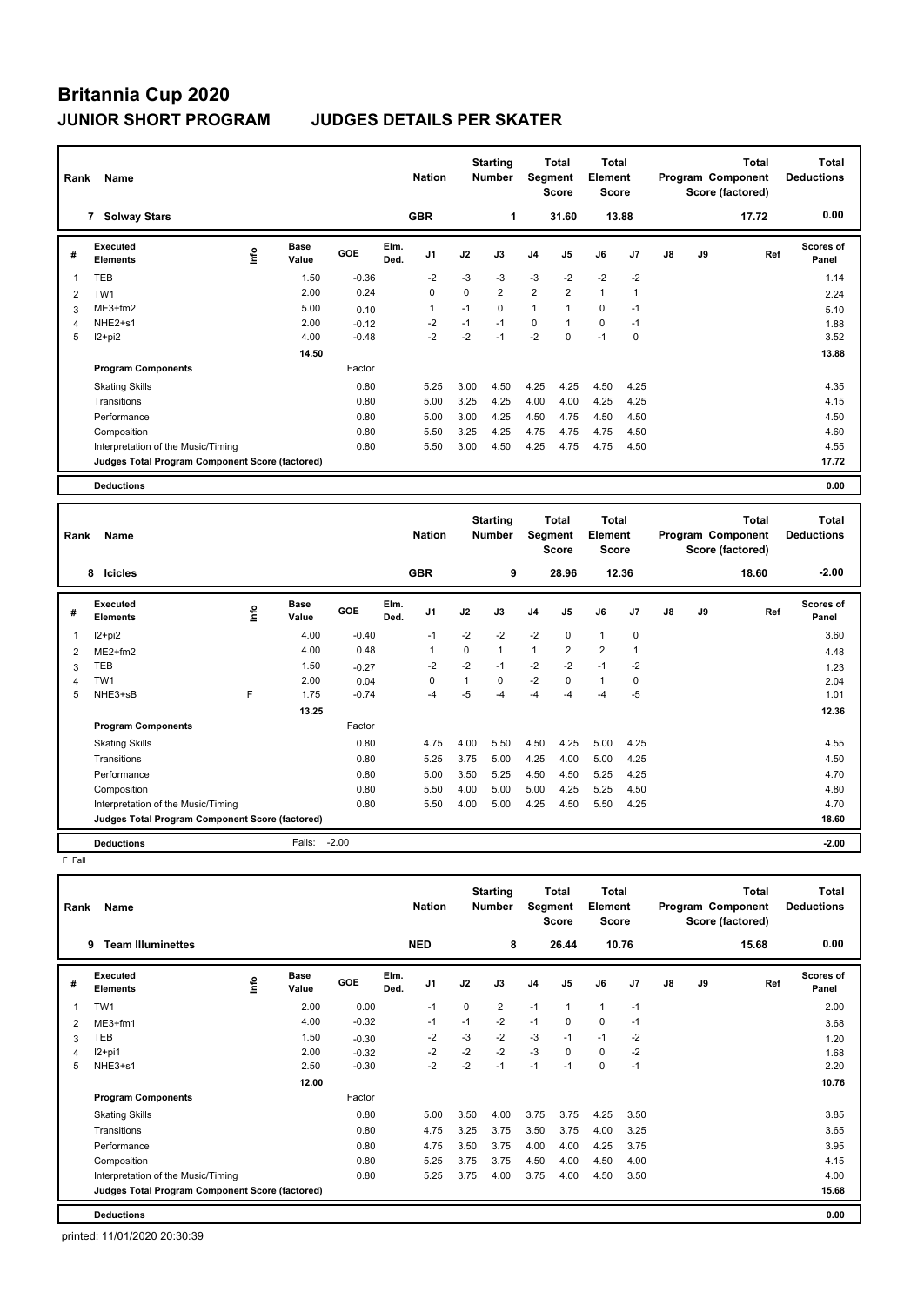# Britannia Cup 2020

## JUNIOR SHORT PROGRAM JUDGES DETAILS PER SKATER

| Rank | Name | Nation | Starting Number | Total Segment Score | Total Element Score | Total Program Component Score (factored) | Total Deductions |
|---|---|---|---|---|---|---|---|
| 7 | Solway Stars | GBR | 1 | 31.60 | 13.88 | 17.72 | 0.00 |

| # | Executed Elements | Info | Base Value | GOE | Elm. Ded. | J1 | J2 | J3 | J4 | J5 | J6 | J7 | J8 | J9 | Ref | Scores of Panel |
|---|---|---|---|---|---|---|---|---|---|---|---|---|---|---|---|---|
| 1 | TEB | | 1.50 | -0.36 | | -2 | -3 | -3 | -3 | -2 | -2 | -2 | | | | 1.14 |
| 2 | TW1 | | 2.00 | 0.24 | | 0 | 0 | 2 | 2 | 2 | 1 | 1 | | | | 2.24 |
| 3 | ME3+fm2 | | 5.00 | 0.10 | | 1 | -1 | 0 | 1 | 1 | 0 | -1 | | | | 5.10 |
| 4 | NHE2+s1 | | 2.00 | -0.12 | | -2 | -1 | -1 | 0 | 1 | 0 | -1 | | | | 1.88 |
| 5 | I2+pi2 | | 4.00 | -0.48 | | -2 | -2 | -1 | -2 | 0 | -1 | 0 | | | | 3.52 |
| | | | 14.50 | | | | | | | | | | | | | 13.88 |
| | **Program Components** | | | Factor | | | | | | | | | | | | |
| | Skating Skills | | | 0.80 | | 5.25 | 3.00 | 4.50 | 4.25 | 4.25 | 4.50 | 4.25 | | | | 4.35 |
| | Transitions | | | 0.80 | | 5.00 | 3.25 | 4.25 | 4.00 | 4.00 | 4.25 | 4.25 | | | | 4.15 |
| | Performance | | | 0.80 | | 5.00 | 3.00 | 4.25 | 4.50 | 4.75 | 4.50 | 4.50 | | | | 4.50 |
| | Composition | | | 0.80 | | 5.50 | 3.25 | 4.25 | 4.75 | 4.75 | 4.75 | 4.50 | | | | 4.60 |
| | Interpretation of the Music/Timing | | | 0.80 | | 5.50 | 3.00 | 4.50 | 4.25 | 4.75 | 4.75 | 4.50 | | | | 4.55 |
| | **Judges Total Program Component Score (factored)** | | | | | | | | | | | | | | | 17.72 |
| | **Deductions** | | | | | | | | | | | | | | | 0.00 |

| Rank | Name | Nation | Starting Number | Total Segment Score | Total Element Score | Total Program Component Score (factored) | Total Deductions |
|---|---|---|---|---|---|---|---|
| 8 | Icicles | GBR | 9 | 28.96 | 12.36 | 18.60 | -2.00 |

| # | Executed Elements | Info | Base Value | GOE | Elm. Ded. | J1 | J2 | J3 | J4 | J5 | J6 | J7 | J8 | J9 | Ref | Scores of Panel |
|---|---|---|---|---|---|---|---|---|---|---|---|---|---|---|---|---|
| 1 | I2+pi2 | | 4.00 | -0.40 | | -1 | -2 | -2 | -2 | 0 | 1 | 0 | | | | 3.60 |
| 2 | ME2+fm2 | | 4.00 | 0.48 | | 1 | 0 | 1 | 1 | 2 | 2 | 1 | | | | 4.48 |
| 3 | TEB | | 1.50 | -0.27 | | -2 | -2 | -1 | -2 | -2 | -1 | -2 | | | | 1.23 |
| 4 | TW1 | | 2.00 | 0.04 | | 0 | 1 | 0 | -2 | 0 | 1 | 0 | | | | 2.04 |
| 5 | NHE3+sB | F | 1.75 | -0.74 | | -4 | -5 | -4 | -4 | -4 | -4 | -5 | | | | 1.01 |
| | | | 13.25 | | | | | | | | | | | | | 12.36 |
| | **Program Components** | | | Factor | | | | | | | | | | | | |
| | Skating Skills | | | 0.80 | | 4.75 | 4.00 | 5.50 | 4.50 | 4.25 | 5.00 | 4.25 | | | | 4.55 |
| | Transitions | | | 0.80 | | 5.25 | 3.75 | 5.00 | 4.25 | 4.00 | 5.00 | 4.25 | | | | 4.50 |
| | Performance | | | 0.80 | | 5.00 | 3.50 | 5.25 | 4.50 | 4.50 | 5.25 | 4.25 | | | | 4.70 |
| | Composition | | | 0.80 | | 5.50 | 4.00 | 5.00 | 5.00 | 4.25 | 5.25 | 4.50 | | | | 4.80 |
| | Interpretation of the Music/Timing | | | 0.80 | | 5.50 | 4.00 | 5.00 | 4.25 | 4.50 | 5.50 | 4.25 | | | | 4.70 |
| | **Judges Total Program Component Score (factored)** | | | | | | | | | | | | | | | 18.60 |
| | **Deductions** | | Falls: | -2.00 | | | | | | | | | | | | -2.00 |

F Fall

| Rank | Name | Nation | Starting Number | Total Segment Score | Total Element Score | Total Program Component Score (factored) | Total Deductions |
|---|---|---|---|---|---|---|---|
| 9 | Team Illuminettes | NED | 8 | 26.44 | 10.76 | 15.68 | 0.00 |

| # | Executed Elements | Info | Base Value | GOE | Elm. Ded. | J1 | J2 | J3 | J4 | J5 | J6 | J7 | J8 | J9 | Ref | Scores of Panel |
|---|---|---|---|---|---|---|---|---|---|---|---|---|---|---|---|---|
| 1 | TW1 | | 2.00 | 0.00 | | -1 | 0 | 2 | -1 | 1 | 1 | -1 | | | | 2.00 |
| 2 | ME3+fm1 | | 4.00 | -0.32 | | -1 | -1 | -2 | -1 | 0 | 0 | -1 | | | | 3.68 |
| 3 | TEB | | 1.50 | -0.30 | | -2 | -3 | -2 | -3 | -1 | -1 | -2 | | | | 1.20 |
| 4 | I2+pi1 | | 2.00 | -0.32 | | -2 | -2 | -2 | -3 | 0 | 0 | -2 | | | | 1.68 |
| 5 | NHE3+s1 | | 2.50 | -0.30 | | -2 | -2 | -1 | -1 | -1 | 0 | -1 | | | | 2.20 |
| | | | 12.00 | | | | | | | | | | | | | 10.76 |
| | **Program Components** | | | Factor | | | | | | | | | | | | |
| | Skating Skills | | | 0.80 | | 5.00 | 3.50 | 4.00 | 3.75 | 3.75 | 4.25 | 3.50 | | | | 3.85 |
| | Transitions | | | 0.80 | | 4.75 | 3.25 | 3.75 | 3.50 | 3.75 | 4.00 | 3.25 | | | | 3.65 |
| | Performance | | | 0.80 | | 4.75 | 3.50 | 3.75 | 4.00 | 4.00 | 4.25 | 3.75 | | | | 3.95 |
| | Composition | | | 0.80 | | 5.25 | 3.75 | 3.75 | 4.50 | 4.00 | 4.50 | 4.00 | | | | 4.15 |
| | Interpretation of the Music/Timing | | | 0.80 | | 5.25 | 3.75 | 4.00 | 3.75 | 4.00 | 4.50 | 3.50 | | | | 4.00 |
| | **Judges Total Program Component Score (factored)** | | | | | | | | | | | | | | | 15.68 |
| | **Deductions** | | | | | | | | | | | | | | | 0.00 |

printed: 11/01/2020 20:30:39